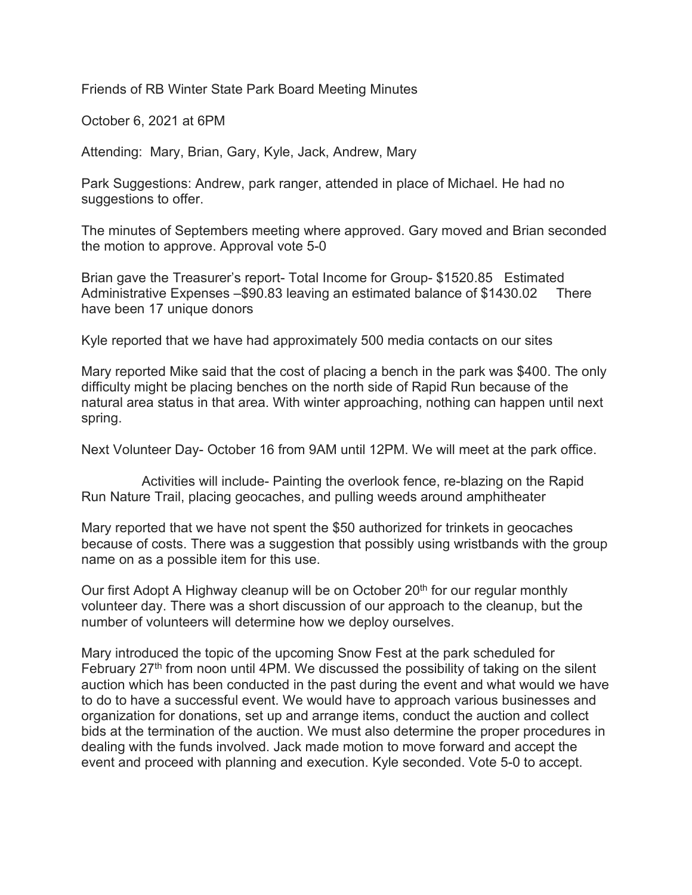Friends of RB Winter State Park Board Meeting Minutes

October 6, 2021 at 6PM

Attending: Mary, Brian, Gary, Kyle, Jack, Andrew, Mary

Park Suggestions: Andrew, park ranger, attended in place of Michael. He had no suggestions to offer.

The minutes of Septembers meeting where approved. Gary moved and Brian seconded the motion to approve. Approval vote 5-0

Brian gave the Treasurer's report- Total Income for Group- $1520.85 Estimated Administrative Expenses –$90.83 leaving an estimated balance of $1430.02 There have been 17 unique donors

Kyle reported that we have had approximately 500 media contacts on our sites

Mary reported Mike said that the cost of placing a bench in the park was $400. The only difficulty might be placing benches on the north side of Rapid Run because of the natural area status in that area. With winter approaching, nothing can happen until next spring.

Next Volunteer Day- October 16 from 9AM until 12PM. We will meet at the park office.

Activities will include- Painting the overlook fence, re-blazing on the Rapid Run Nature Trail, placing geocaches, and pulling weeds around amphitheater

Mary reported that we have not spent the $50 authorized for trinkets in geocaches because of costs. There was a suggestion that possibly using wristbands with the group name on as a possible item for this use.

Our first Adopt A Highway cleanup will be on October 20th for our regular monthly volunteer day. There was a short discussion of our approach to the cleanup, but the number of volunteers will determine how we deploy ourselves.

Mary introduced the topic of the upcoming Snow Fest at the park scheduled for February 27th from noon until 4PM. We discussed the possibility of taking on the silent auction which has been conducted in the past during the event and what would we have to do to have a successful event. We would have to approach various businesses and organization for donations, set up and arrange items, conduct the auction and collect bids at the termination of the auction. We must also determine the proper procedures in dealing with the funds involved. Jack made motion to move forward and accept the event and proceed with planning and execution. Kyle seconded. Vote 5-0 to accept.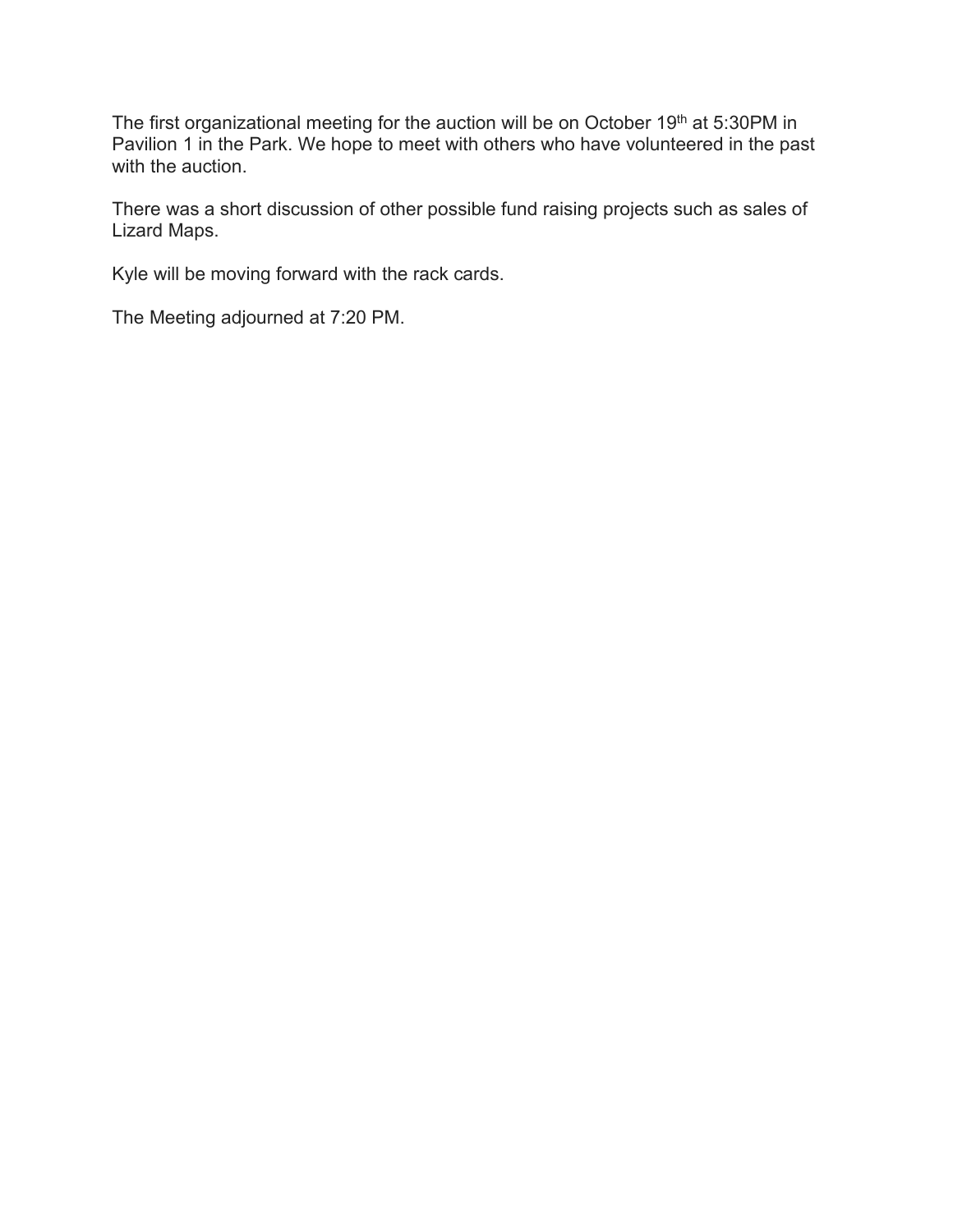The first organizational meeting for the auction will be on October 19th at 5:30PM in Pavilion 1 in the Park. We hope to meet with others who have volunteered in the past with the auction.

There was a short discussion of other possible fund raising projects such as sales of Lizard Maps.

Kyle will be moving forward with the rack cards.

The Meeting adjourned at 7:20 PM.